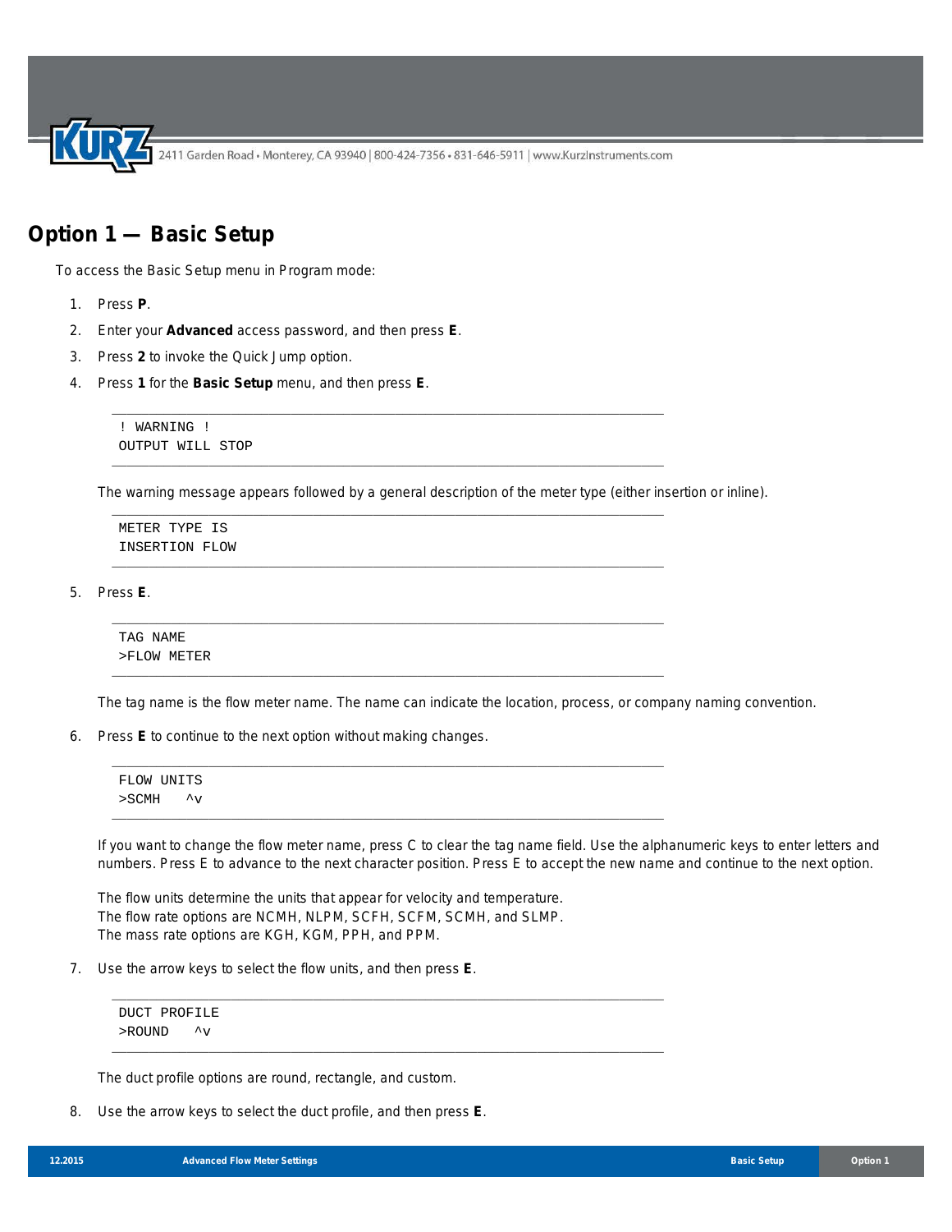# Option 1 — Basic Setup

To access the Basic Setup menu in Program mode:

1. Press **P**.
2. Enter your **Advanced** access password, and then press **E**.
3. Press **2** to invoke the Quick Jump option.
4. Press **1** for the **Basic Setup** menu, and then press **E**.

```
! WARNING !
OUTPUT WILL STOP
```

The warning message appears followed by a general description of the meter type (either insertion or inline).

```
METER TYPE IS
INSERTION FLOW
```

5. Press **E**.

```
TAG NAME
>FLOW METER
```

The tag name is the flow meter name. The name can indicate the location, process, or company naming convention.

6. Press **E** to continue to the next option without making changes.

```
FLOW UNITS
>SCMH   ^v
```

If you want to change the flow meter name, press C to clear the tag name field. Use the alphanumeric keys to enter letters and numbers. Press E to advance to the next character position. Press E to accept the new name and continue to the next option.

The flow units determine the units that appear for velocity and temperature.
The flow rate options are NCMH, NLPM, SCFH, SCFM, SCMH, and SLMP.
The mass rate options are KGH, KGM, PPH, and PPM.

7. Use the arrow keys to select the flow units, and then press **E**.

```
DUCT PROFILE
>ROUND   ^v
```

The duct profile options are round, rectangle, and custom.

8. Use the arrow keys to select the duct profile, and then press **E**.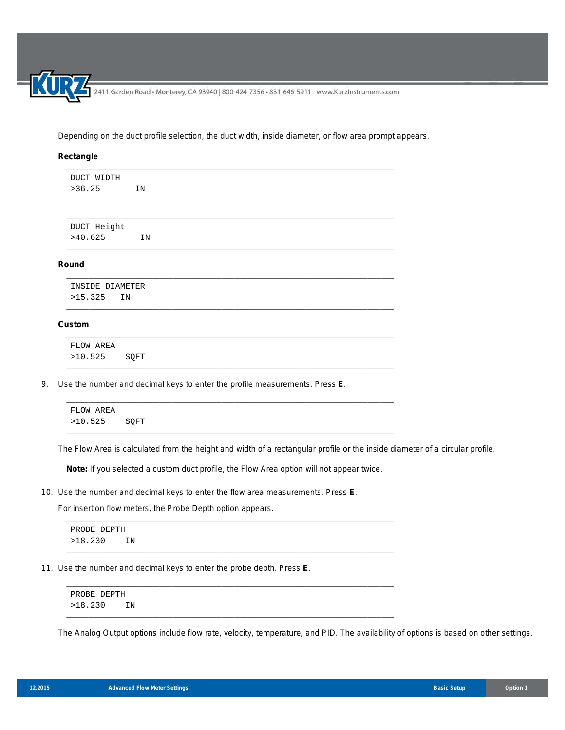Depending on the duct profile selection, the duct width, inside diameter, or flow area prompt appears.

**Rectangle**

```
DUCT WIDTH
>36.25       IN
```

```
DUCT Height
>40.625       IN
```

**Round**

```
INSIDE DIAMETER
>15.325   IN
```

**Custom**

```
FLOW AREA
>10.525    SQFT
```

9. Use the number and decimal keys to enter the profile measurements. Press **E**.

```
FLOW AREA
>10.525    SQFT
```

The Flow Area is calculated from the height and width of a rectangular profile or the inside diameter of a circular profile.

**Note:** If you selected a custom duct profile, the Flow Area option will not appear twice.

10. Use the number and decimal keys to enter the flow area measurements. Press **E**.

For insertion flow meters, the Probe Depth option appears.

```
PROBE DEPTH
>18.230    IN
```

11. Use the number and decimal keys to enter the probe depth. Press **E**.

```
PROBE DEPTH
>18.230    IN
```

The Analog Output options include flow rate, velocity, temperature, and PID. The availability of options is based on other settings.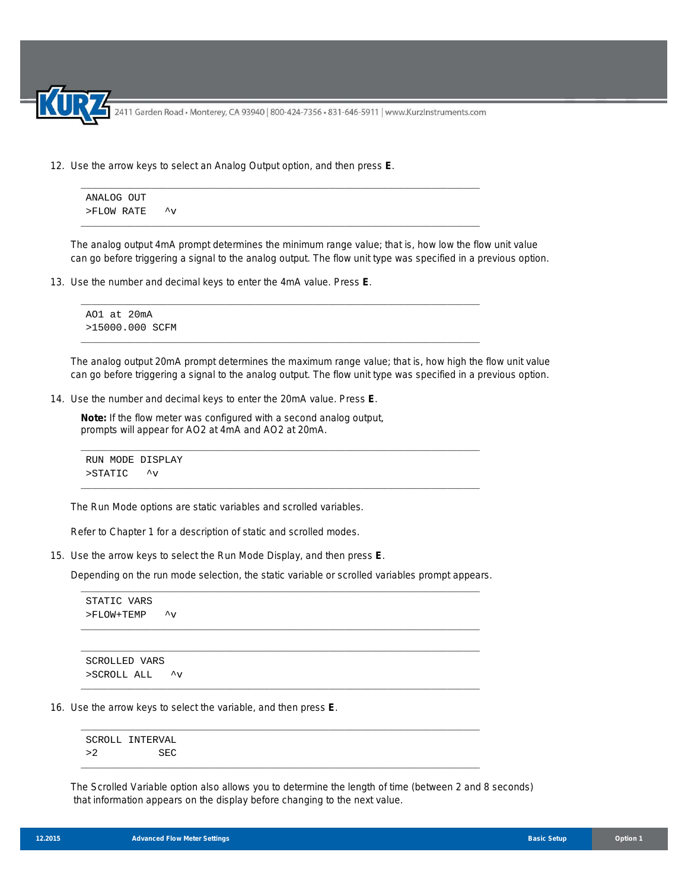12. Use the arrow keys to select an Analog Output option, and then press **E**.

```
ANALOG OUT
>FLOW RATE   ^v
```

The analog output 4mA prompt determines the minimum range value; that is, how low the flow unit value can go before triggering a signal to the analog output. The flow unit type was specified in a previous option.

13. Use the number and decimal keys to enter the 4mA value. Press **E**.

```
AO1 at 20mA
>15000.000 SCFM
```

The analog output 20mA prompt determines the maximum range value; that is, how high the flow unit value can go before triggering a signal to the analog output. The flow unit type was specified in a previous option.

14. Use the number and decimal keys to enter the 20mA value. Press **E**.

    **Note:** If the flow meter was configured with a second analog output, prompts will appear for AO2 at 4mA and AO2 at 20mA.

```
RUN MODE DISPLAY
>STATIC   ^v
```

The Run Mode options are static variables and scrolled variables.

Refer to Chapter 1 for a description of static and scrolled modes.

15. Use the arrow keys to select the Run Mode Display, and then press **E**.

    Depending on the run mode selection, the static variable or scrolled variables prompt appears.

```
STATIC VARS
>FLOW+TEMP   ^v
```

```
SCROLLED VARS
>SCROLL ALL   ^v
```

16. Use the arrow keys to select the variable, and then press **E**.

```
SCROLL INTERVAL
>2          SEC
```

The Scrolled Variable option also allows you to determine the length of time (between 2 and 8 seconds) that information appears on the display before changing to the next value.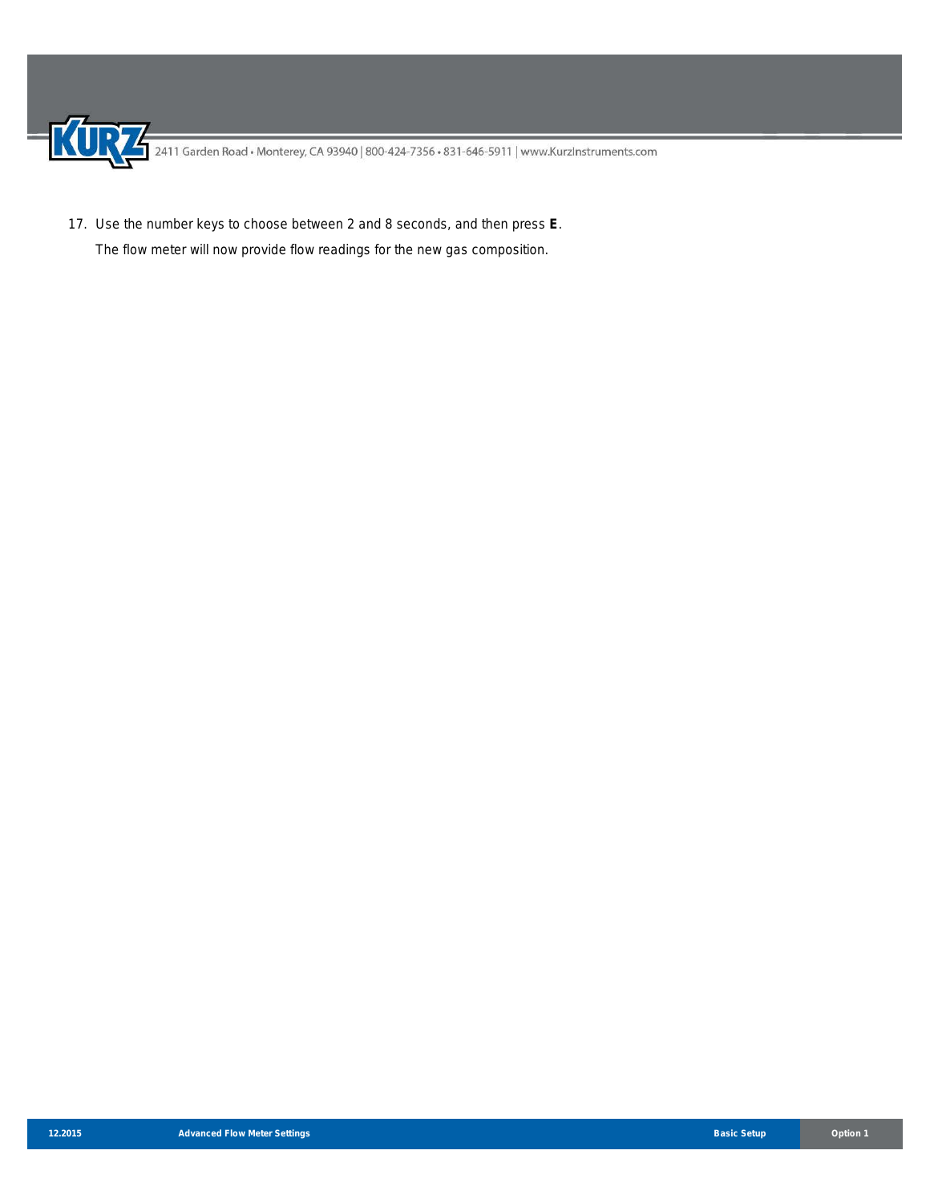17. Use the number keys to choose between 2 and 8 seconds, and then press **E**.

    The flow meter will now provide flow readings for the new gas composition.